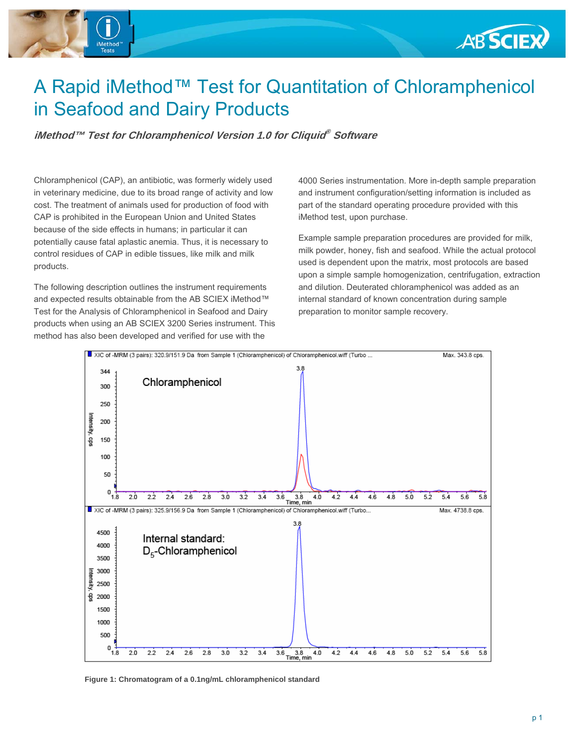# A Rapid iMethod™ Test for Quantitation of Chloramphenicol in Seafood and Dairy Products

***iMethod™ Test for Chloramphenicol Version 1.0 for Cliquid® Software***

Chloramphenicol (CAP), an antibiotic, was formerly widely used in veterinary medicine, due to its broad range of activity and low cost. The treatment of animals used for production of food with CAP is prohibited in the European Union and United States because of the side effects in humans; in particular it can potentially cause fatal aplastic anemia. Thus, it is necessary to control residues of CAP in edible tissues, like milk and milk products.

The following description outlines the instrument requirements and expected results obtainable from the AB SCIEX iMethod™ Test for the Analysis of Chloramphenicol in Seafood and Dairy products when using an AB SCIEX 3200 Series instrument. This method has also been developed and verified for use with the 4000 Series instrumentation. More in-depth sample preparation and instrument configuration/setting information is included as part of the standard operating procedure provided with this iMethod test, upon purchase.

Example sample preparation procedures are provided for milk, milk powder, honey, fish and seafood. While the actual protocol used is dependent upon the matrix, most protocols are based upon a simple sample homogenization, centrifugation, extraction and dilution. Deuterated chloramphenicol was added as an internal standard of known concentration during sample preparation to monitor sample recovery.

**Figure 1: Chromatogram of a 0.1ng/mL chloramphenicol standard**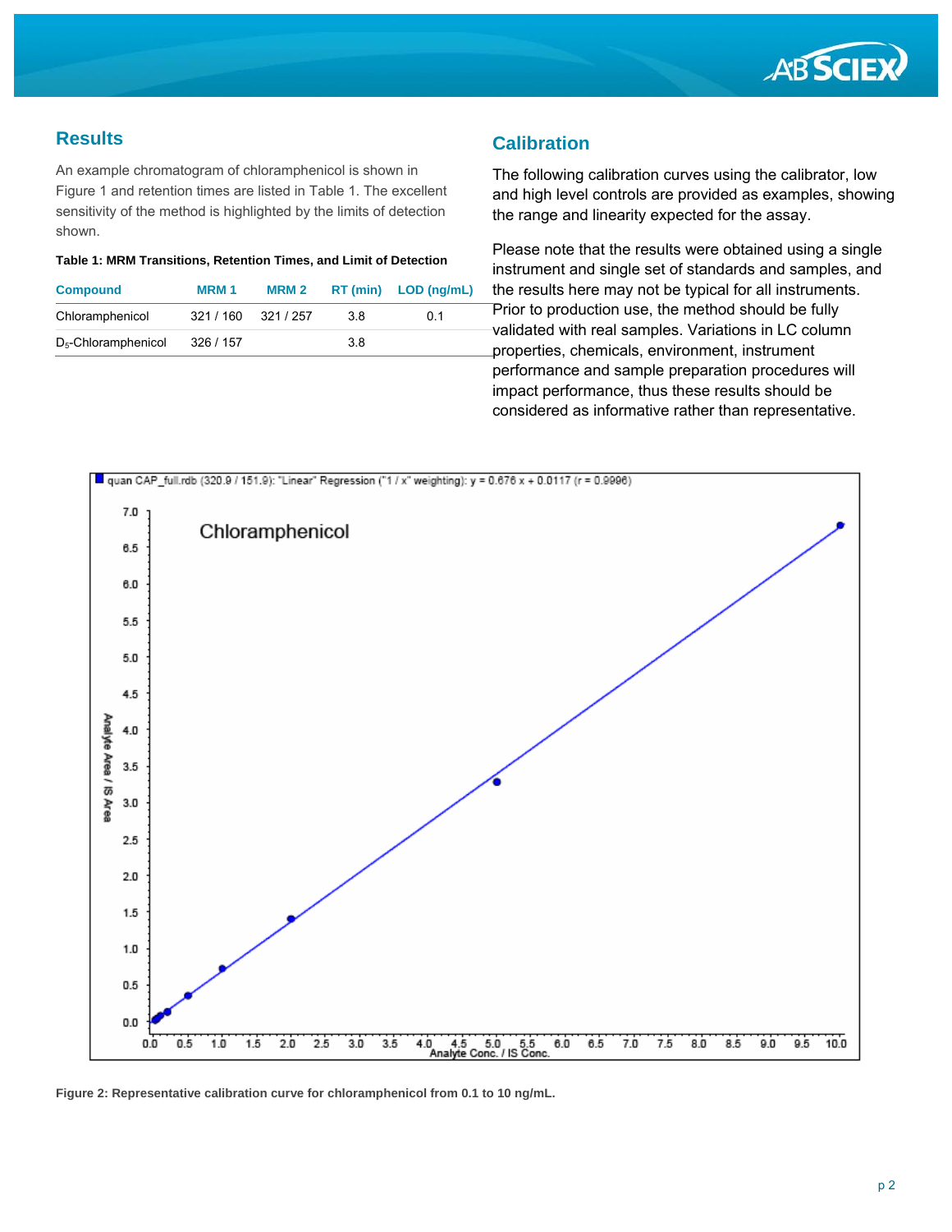## Results

An example chromatogram of chloramphenicol is shown in Figure 1 and retention times are listed in Table 1. The excellent sensitivity of the method is highlighted by the limits of detection shown.

**Table 1: MRM Transitions, Retention Times, and Limit of Detection**

| Compound | MRM 1 | MRM 2 | RT (min) | LOD (ng/mL) |
|---|---|---|---|---|
| Chloramphenicol | 321 / 160 | 321 / 257 | 3.8 | 0.1 |
| $D_5$-Chloramphenicol | 326 / 157 | | 3.8 | |

## Calibration

The following calibration curves using the calibrator, low and high level controls are provided as examples, showing the range and linearity expected for the assay.

Please note that the results were obtained using a single instrument and single set of standards and samples, and the results here may not be typical for all instruments. Prior to production use, the method should be fully validated with real samples. Variations in LC column properties, chemicals, environment, instrument performance and sample preparation procedures will impact performance, thus these results should be considered as informative rather than representative.

quan CAP_full.rdb (320.9 / 151.9): "Linear" Regression ("1 / x" weighting): y = 0.676 x + 0.0117 (r = 0.9996)

**Figure 2: Representative calibration curve for chloramphenicol from 0.1 to 10 ng/mL.**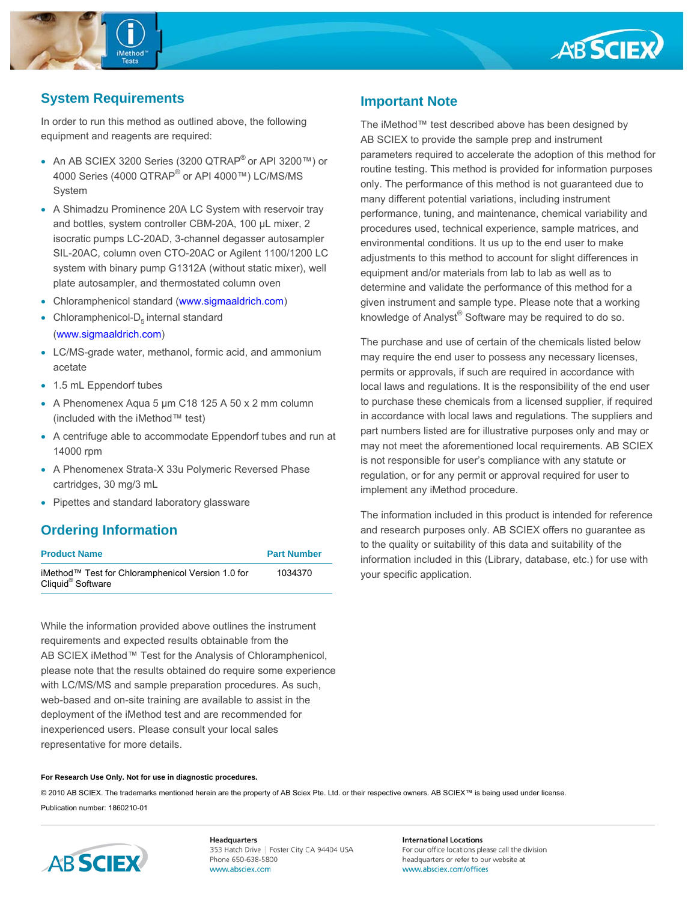## System Requirements

In order to run this method as outlined above, the following equipment and reagents are required:

- An AB SCIEX 3200 Series (3200 QTRAP® or API 3200™) or 4000 Series (4000 QTRAP® or API 4000™) LC/MS/MS System
- A Shimadzu Prominence 20A LC System with reservoir tray and bottles, system controller CBM-20A, 100 µL mixer, 2 isocratic pumps LC-20AD, 3-channel degasser autosampler SIL-20AC, column oven CTO-20AC or Agilent 1100/1200 LC system with binary pump G1312A (without static mixer), well plate autosampler, and thermostated column oven
- Chloramphenicol standard (www.sigmaaldrich.com)
- Chloramphenicol-$D_5$ internal standard (www.sigmaaldrich.com)
- LC/MS-grade water, methanol, formic acid, and ammonium acetate
- 1.5 mL Eppendorf tubes
- A Phenomenex Aqua 5 µm C18 125 A 50 x 2 mm column (included with the iMethod™ test)
- A centrifuge able to accommodate Eppendorf tubes and run at 14000 rpm
- A Phenomenex Strata-X 33u Polymeric Reversed Phase cartridges, 30 mg/3 mL
- Pipettes and standard laboratory glassware

## Ordering Information

| Product Name | Part Number |
|---|---|
| iMethod™ Test for Chloramphenicol Version 1.0 for Cliquid® Software | 1034370 |

While the information provided above outlines the instrument requirements and expected results obtainable from the AB SCIEX iMethod™ Test for the Analysis of Chloramphenicol, please note that the results obtained do require some experience with LC/MS/MS and sample preparation procedures. As such, web-based and on-site training are available to assist in the deployment of the iMethod test and are recommended for inexperienced users. Please consult your local sales representative for more details.

## Important Note

The iMethod™ test described above has been designed by AB SCIEX to provide the sample prep and instrument parameters required to accelerate the adoption of this method for routine testing. This method is provided for information purposes only. The performance of this method is not guaranteed due to many different potential variations, including instrument performance, tuning, and maintenance, chemical variability and procedures used, technical experience, sample matrices, and environmental conditions. It us up to the end user to make adjustments to this method to account for slight differences in equipment and/or materials from lab to lab as well as to determine and validate the performance of this method for a given instrument and sample type. Please note that a working knowledge of Analyst® Software may be required to do so.

The purchase and use of certain of the chemicals listed below may require the end user to possess any necessary licenses, permits or approvals, if such are required in accordance with local laws and regulations. It is the responsibility of the end user to purchase these chemicals from a licensed supplier, if required in accordance with local laws and regulations. The suppliers and part numbers listed are for illustrative purposes only and may or may not meet the aforementioned local requirements. AB SCIEX is not responsible for user's compliance with any statute or regulation, or for any permit or approval required for user to implement any iMethod procedure.

The information included in this product is intended for reference and research purposes only. AB SCIEX offers no guarantee as to the quality or suitability of this data and suitability of the information included in this (Library, database, etc.) for use with your specific application.

**For Research Use Only. Not for use in diagnostic procedures.**

© 2010 AB SCIEX. The trademarks mentioned herein are the property of AB Sciex Pte. Ltd. or their respective owners. AB SCIEX™ is being used under license.

Publication number: 1860210-01

**Headquarters**
353 Hatch Drive | Foster City CA 94404 USA
Phone 650-638-5800
www.absciex.com

**International Locations**
For our office locations please call the division headquarters or refer to our website at
www.absciex.com/offices